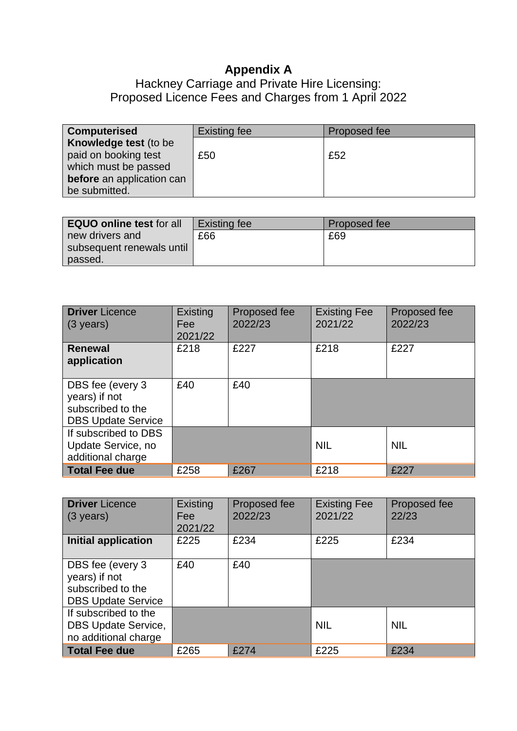# Appendix A

Hackney Carriage and Private Hire Licensing:
Proposed Licence Fees and Charges from 1 April 2022

| **Computerised Knowledge test** (to be paid on booking test which must be passed **before** an application can be submitted. | Existing fee | Proposed fee |
|---|---|---|
| | £50 | £52 |

| **EQUO online test** for all new drivers and subsequent renewals until passed. | Existing fee | Proposed fee |
|---|---|---|
| | £66 | £69 |

| **Driver** Licence (3 years) | Existing Fee 2021/22 | Proposed fee 2022/23 | Existing Fee 2021/22 | Proposed fee 2022/23 |
|---|---|---|---|---|
| **Renewal application** | £218 | £227 | £218 | £227 |
| DBS fee (every 3 years) if not subscribed to the DBS Update Service | £40 | £40 | | |
| If subscribed to DBS Update Service, no additional charge | | | NIL | NIL |
| **Total Fee due** | £258 | £267 | £218 | £227 |

| **Driver** Licence (3 years) | Existing Fee 2021/22 | Proposed fee 2022/23 | Existing Fee 2021/22 | Proposed fee 22/23 |
|---|---|---|---|---|
| **Initial application** | £225 | £234 | £225 | £234 |
| DBS fee (every 3 years) if not subscribed to the DBS Update Service | £40 | £40 | | |
| If subscribed to the DBS Update Service, no additional charge | | | NIL | NIL |
| **Total Fee due** | £265 | £274 | £225 | £234 |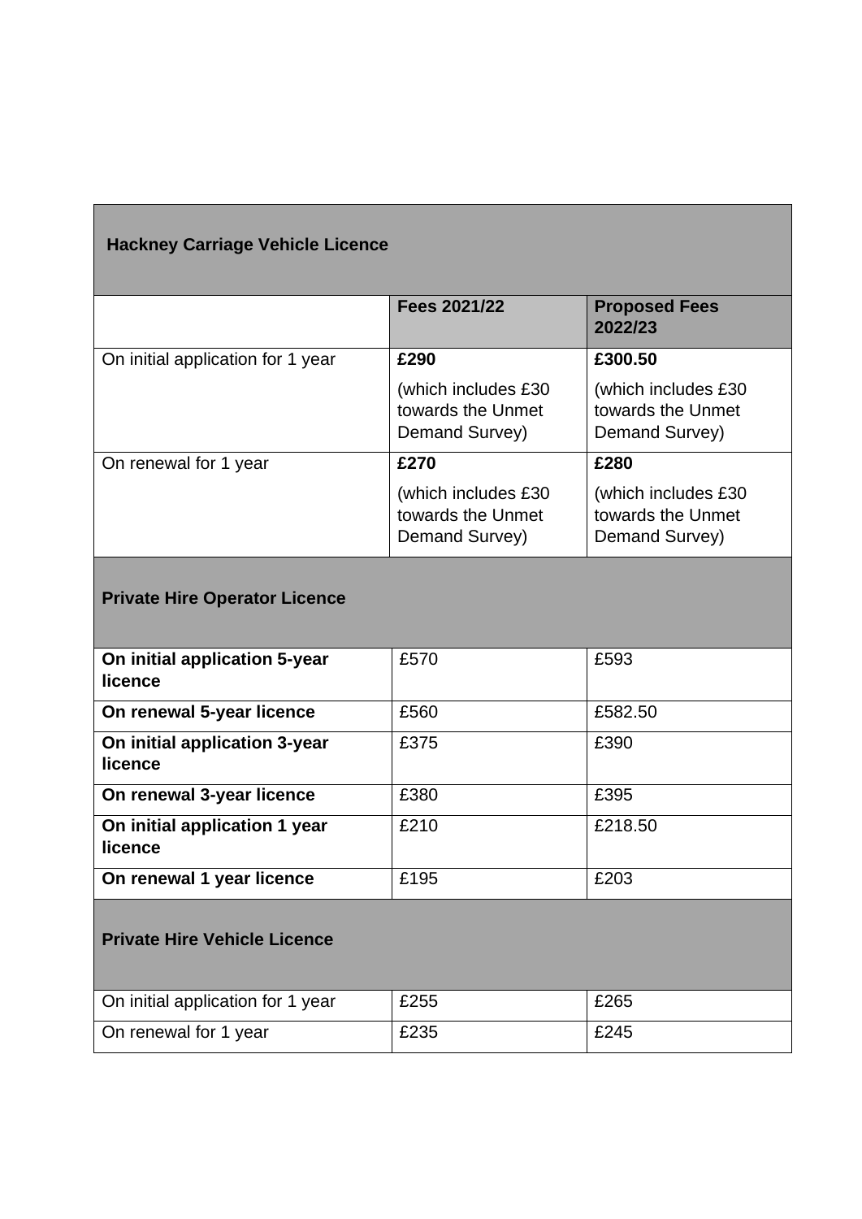| **Hackney Carriage Vehicle Licence** | | |
|---|---|---|
| | **Fees 2021/22** | **Proposed Fees 2022/23** |
| On initial application for 1 year | **£290** (which includes £30 towards the Unmet Demand Survey) | **£300.50** (which includes £30 towards the Unmet Demand Survey) |
| On renewal for 1 year | **£270** (which includes £30 towards the Unmet Demand Survey) | **£280** (which includes £30 towards the Unmet Demand Survey) |
| **Private Hire Operator Licence** | | |
| **On initial application 5-year licence** | £570 | £593 |
| **On renewal 5-year licence** | £560 | £582.50 |
| **On initial application 3-year licence** | £375 | £390 |
| **On renewal 3-year licence** | £380 | £395 |
| **On initial application 1 year licence** | £210 | £218.50 |
| **On renewal 1 year licence** | £195 | £203 |
| **Private Hire Vehicle Licence** | | |
| On initial application for 1 year | £255 | £265 |
| On renewal for 1 year | £235 | £245 |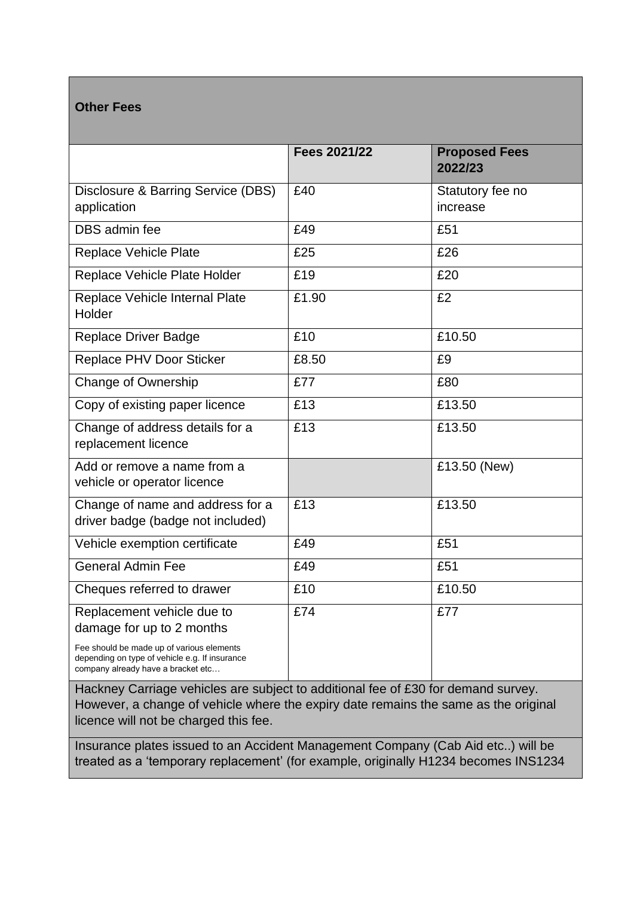## Other Fees

| | Fees 2021/22 | Proposed Fees 2022/23 |
|---|---|---|
| Disclosure & Barring Service (DBS) application | £40 | Statutory fee no increase |
| DBS admin fee | £49 | £51 |
| Replace Vehicle Plate | £25 | £26 |
| Replace Vehicle Plate Holder | £19 | £20 |
| Replace Vehicle Internal Plate Holder | £1.90 | £2 |
| Replace Driver Badge | £10 | £10.50 |
| Replace PHV Door Sticker | £8.50 | £9 |
| Change of Ownership | £77 | £80 |
| Copy of existing paper licence | £13 | £13.50 |
| Change of address details for a replacement licence | £13 | £13.50 |
| Add or remove a name from a vehicle or operator licence | | £13.50 (New) |
| Change of name and address for a driver badge (badge not included) | £13 | £13.50 |
| Vehicle exemption certificate | £49 | £51 |
| General Admin Fee | £49 | £51 |
| Cheques referred to drawer | £10 | £10.50 |
| Replacement vehicle due to damage for up to 2 months<br>Fee should be made up of various elements depending on type of vehicle e.g. If insurance company already have a bracket etc… | £74 | £77 |

Hackney Carriage vehicles are subject to additional fee of £30 for demand survey. However, a change of vehicle where the expiry date remains the same as the original licence will not be charged this fee.

Insurance plates issued to an Accident Management Company (Cab Aid etc..) will be treated as a 'temporary replacement' (for example, originally H1234 becomes INS1234